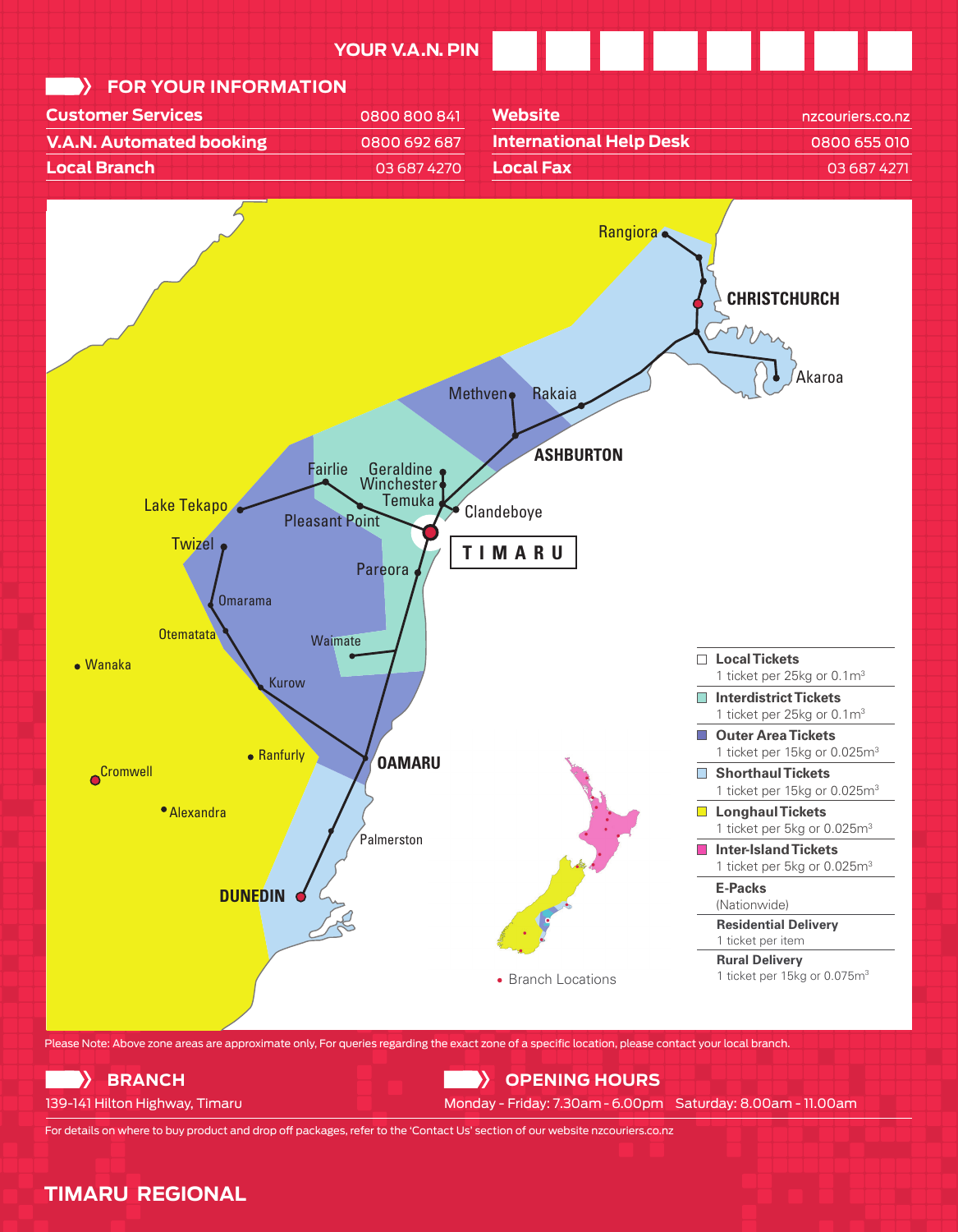YOUR V.A.N. PIN

## FOR YOUR INFORMATION

| | |
|---|---|
| Customer Services | 0800 800 841 |
| V.A.N. Automated booking | 0800 692 687 |
| Local Branch | 03 687 4270 |
| Website | nzcouriers.co.nz |
| International Help Desk | 0800 655 010 |
| Local Fax | 03 687 4271 |

Rangiora, CHRISTCHURCH, Akaroa, Methven, Rakaia, ASHBURTON, Fairlie, Geraldine, Winchester, Temuka, Clandeboye, Lake Tekapo, Pleasant Point, TIMARU, Twizel, Pareora, Omarama, Otematata, Waimate, Wanaka, Kurow, Ranfurly, OAMARU, Cromwell, Alexandra, Palmerston, DUNEDIN

- **Local Tickets** – 1 ticket per 25kg or $0.1m^3$
- **Interdistrict Tickets** – 1 ticket per 25kg or $0.1m^3$
- **Outer Area Tickets** – 1 ticket per 15kg or $0.025m^3$
- **Shorthaul Tickets** – 1 ticket per 15kg or $0.025m^3$
- **Longhaul Tickets** – 1 ticket per 5kg or $0.025m^3$
- **Inter-Island Tickets** – 1 ticket per 5kg or $0.025m^3$
- **E-Packs** – (Nationwide)
- **Residential Delivery** – 1 ticket per item
- **Rural Delivery** – 1 ticket per 15kg or $0.075m^3$

• Branch Locations

Please Note: Above zone areas are approximate only, For queries regarding the exact zone of a specific location, please contact your local branch.

## BRANCH

139-141 Hilton Highway, Timaru

## OPENING HOURS

Monday - Friday: 7.30am - 6.00pm Saturday: 8.00am - 11.00am

For details on where to buy product and drop off packages, refer to the 'Contact Us' section of our website nzcouriers.co.nz

# TIMARU REGIONAL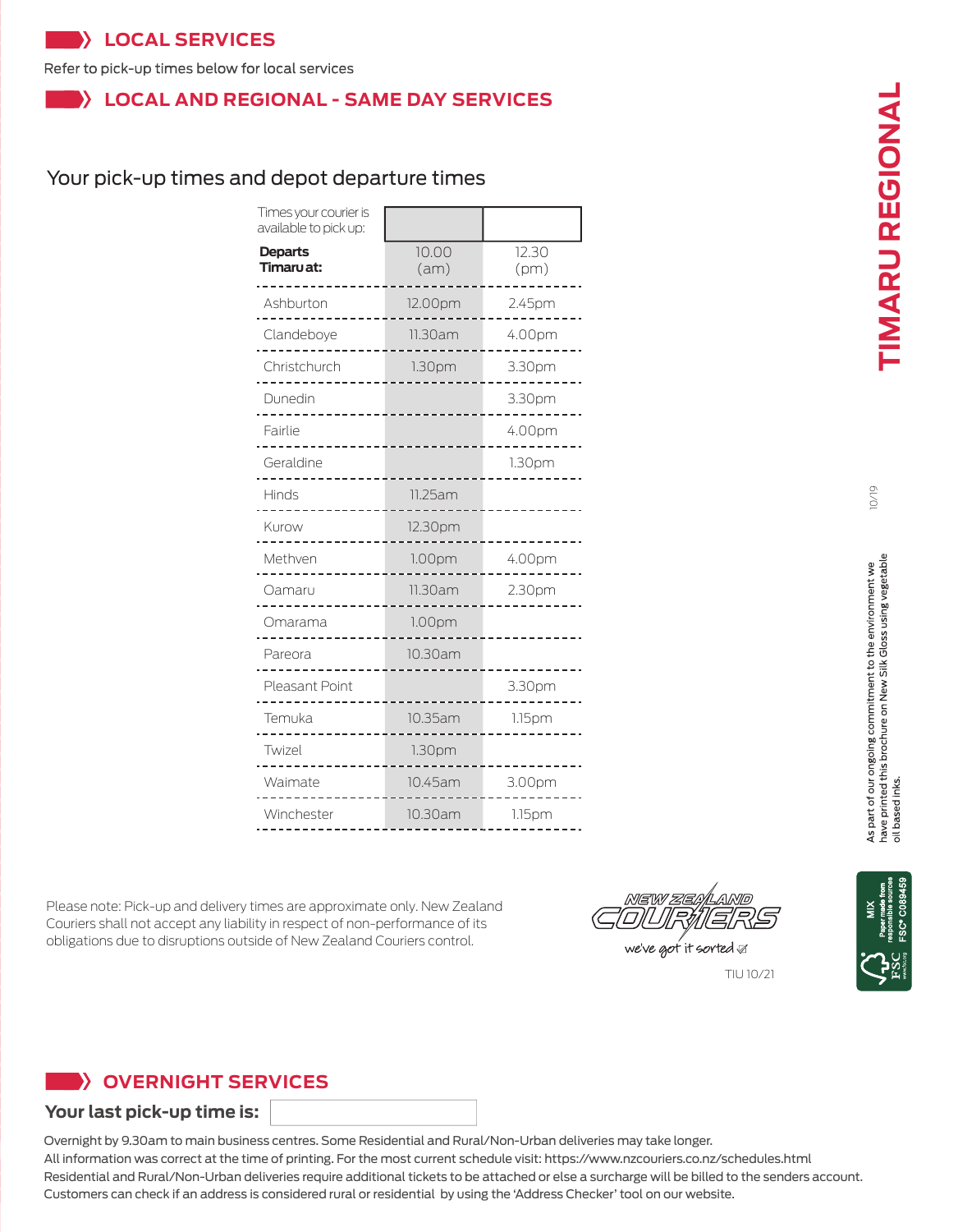## LOCAL SERVICES

Refer to pick-up times below for local services

## LOCAL AND REGIONAL - SAME DAY SERVICES

### Your pick-up times and depot departure times

| Times your courier is available to pick up: | | |
|---|---|---|
| **Departs Timaru at:** | 10.00 (am) | 12.30 (pm) |
| Ashburton | 12.00pm | 2.45pm |
| Clandeboye | 11.30am | 4.00pm |
| Christchurch | 1.30pm | 3.30pm |
| Dunedin | | 3.30pm |
| Fairlie | | 4.00pm |
| Geraldine | | 1.30pm |
| Hinds | 11.25am | |
| Kurow | 12.30pm | |
| Methven | 1.00pm | 4.00pm |
| Oamaru | 11.30am | 2.30pm |
| Omarama | 1.00pm | |
| Pareora | 10.30am | |
| Pleasant Point | | 3.30pm |
| Temuka | 10.35am | 1.15pm |
| Twizel | 1.30pm | |
| Waimate | 10.45am | 3.00pm |
| Winchester | 10.30am | 1.15pm |

Please note: Pick-up and delivery times are approximate only. New Zealand Couriers shall not accept any liability in respect of non-performance of its obligations due to disruptions outside of New Zealand Couriers control.

NEW ZEALAND COURIERS
we've got it sorted

TIU 10/21

TIMARU REGIONAL

10/19

As part of our ongoing commitment to the environment we have printed this brochure on New Silk Gloss using vegetable oil based inks.

MIX Paper made from responsible sources FSC® C089459

## OVERNIGHT SERVICES

**Your last pick-up time is:**

Overnight by 9.30am to main business centres. Some Residential and Rural/Non-Urban deliveries may take longer.
All information was correct at the time of printing. For the most current schedule visit: https://www.nzcouriers.co.nz/schedules.html
Residential and Rural/Non-Urban deliveries require additional tickets to be attached or else a surcharge will be billed to the senders account.
Customers can check if an address is considered rural or residential by using the 'Address Checker' tool on our website.